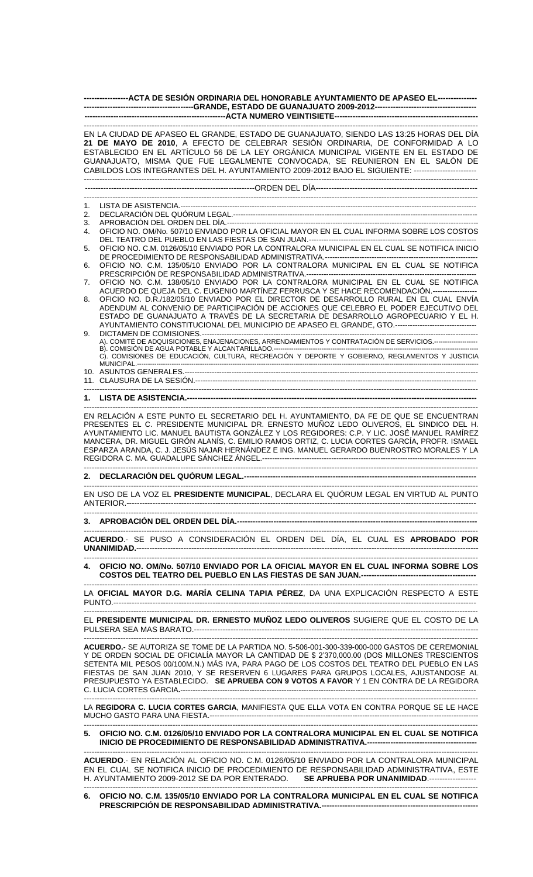**ACTA DE SESIÓN ORDINARIA DEL HONORABLE AYUNTAMIENTO DE APASEO EL GRANDE, ESTADO DE GUANAJUATO 2009-2012**

**ACTA NUMERO VEINTISIETE**

EN LA CIUDAD DE APASEO EL GRANDE, ESTADO DE GUANAJUATO, SIENDO LAS 13:25 HORAS DEL DÍA **21 DE MAYO DE 2010**, A EFECTO DE CELEBRAR SESIÓN ORDINARIA, DE CONFORMIDAD A LO ESTABLECIDO EN EL ARTÍCULO 56 DE LA LEY ORGÁNICA MUNICIPAL VIGENTE EN EL ESTADO DE GUANAJUATO, MISMA QUE FUE LEGALMENTE CONVOCADA, SE REUNIERON EN EL SALÓN DE CABILDOS LOS INTEGRANTES DEL H. AYUNTAMIENTO 2009-2012 BAJO EL SIGUIENTE:

ORDEN DEL DÍA

1. LISTA DE ASISTENCIA.
2. DECLARACIÓN DEL QUÓRUM LEGAL.
3. APROBACIÓN DEL ORDEN DEL DÍA.
4. OFICIO NO. OM/No. 507/10 ENVIADO POR LA OFICIAL MAYOR EN EL CUAL INFORMA SOBRE LOS COSTOS DEL TEATRO DEL PUEBLO EN LAS FIESTAS DE SAN JUAN.
5. OFICIO NO. C.M. 0126/05/10 ENVIADO POR LA CONTRALORA MUNICIPAL EN EL CUAL SE NOTIFICA INICIO DE PROCEDIMIENTO DE RESPONSABILIDAD ADMINISTRATIVA.
6. OFICIO NO. C.M. 135/05/10 ENVIADO POR LA CONTRALORA MUNICIPAL EN EL CUAL SE NOTIFICA PRESCRIPCIÓN DE RESPONSABILIDAD ADMINISTRATIVA.
7. OFICIO NO. C.M. 138/05/10 ENVIADO POR LA CONTRALORA MUNICIPAL EN EL CUAL SE NOTIFICA ACUERDO DE QUEJA DEL C. EUGENIO MARTÍNEZ FERRUSCA Y SE HACE RECOMENDACIÓN.
8. OFICIO NO. D.R./182/05/10 ENVIADO POR EL DIRECTOR DE DESARROLLO RURAL EN EL CUAL ENVÍA ADENDUM AL CONVENIO DE PARTICIPACIÓN DE ACCIONES QUE CELEBRO EL PODER EJECUTIVO DEL ESTADO DE GUANAJUATO A TRAVÉS DE LA SECRETARIA DE DESARROLLO AGROPECUARIO Y EL H. AYUNTAMIENTO CONSTITUCIONAL DEL MUNICIPIO DE APASEO EL GRANDE, GTO.
9. DICTAMEN DE COMISIONES.
   A). COMITÉ DE ADQUISICIONES, ENAJENACIONES, ARRENDAMIENTOS Y CONTRATACIÓN DE SERVICIOS.
   B). COMISIÓN DE AGUA POTABLE Y ALCANTARILLADO.
   C). COMISIONES DE EDUCACIÓN, CULTURA, RECREACIÓN Y DEPORTE Y GOBIERNO, REGLAMENTOS Y JUSTICIA MUNICIPAL.
10. ASUNTOS GENERALES.
11. CLAUSURA DE LA SESIÓN.

**1. LISTA DE ASISTENCIA.**

EN RELACIÓN A ESTE PUNTO EL SECRETARIO DEL H. AYUNTAMIENTO, DA FE DE QUE SE ENCUENTRAN PRESENTES EL C. PRESIDENTE MUNICIPAL DR. ERNESTO MUÑOZ LEDO OLIVEROS, EL SINDICO DEL H. AYUNTAMIENTO LIC. MANUEL BAUTISTA GONZÁLEZ Y LOS REGIDORES: C.P. Y LIC. JOSÉ MANUEL RAMÍREZ MANCERA, DR. MIGUEL GIRÓN ALANÍS, C. EMILIO RAMOS ORTIZ, C. LUCIA CORTES GARCÍA, PROFR. ISMAEL ESPARZA ARANDA, C. J. JESÚS NAJAR HERNÁNDEZ E ING. MANUEL GERARDO BUENROSTRO MORALES Y LA REGIDORA C. MA. GUADALUPE SÁNCHEZ ÁNGEL.

**2. DECLARACIÓN DEL QUÓRUM LEGAL.**

EN USO DE LA VOZ EL **PRESIDENTE MUNICIPAL**, DECLARA EL QUÓRUM LEGAL EN VIRTUD AL PUNTO ANTERIOR.

**3. APROBACIÓN DEL ORDEN DEL DÍA.**

**ACUERDO**.- SE PUSO A CONSIDERACIÓN EL ORDEN DEL DÍA, EL CUAL ES **APROBADO POR UNANIMIDAD.**

**4. OFICIO NO. OM/No. 507/10 ENVIADO POR LA OFICIAL MAYOR EN EL CUAL INFORMA SOBRE LOS COSTOS DEL TEATRO DEL PUEBLO EN LAS FIESTAS DE SAN JUAN.**

LA **OFICIAL MAYOR D.G. MARÍA CELINA TAPIA PÉREZ**, DA UNA EXPLICACIÓN RESPECTO A ESTE PUNTO.

EL **PRESIDENTE MUNICIPAL DR. ERNESTO MUÑOZ LEDO OLIVEROS** SUGIERE QUE EL COSTO DE LA PULSERA SEA MAS BARATO.

**ACUERDO.**- SE AUTORIZA SE TOME DE LA PARTIDA NO. 5-506-001-300-339-000-000 GASTOS DE CEREMONIAL Y DE ORDEN SOCIAL DE OFICIALÍA MAYOR LA CANTIDAD DE $ 2'370,000.00 (DOS MILLONES TRESCIENTOS SETENTA MIL PESOS 00/100M.N.) MÁS IVA, PARA PAGO DE LOS COSTOS DEL TEATRO DEL PUEBLO EN LAS FIESTAS DE SAN JUAN 2010, Y SE RESERVEN 6 LUGARES PARA GRUPOS LOCALES, AJUSTANDOSE AL PRESUPUESTO YA ESTABLECIDO. **SE APRUEBA CON 9 VOTOS A FAVOR** Y 1 EN CONTRA DE LA REGIDORA C. LUCIA CORTES GARCIA**.**

LA **REGIDORA C. LUCIA CORTES GARCIA**, MANIFIESTA QUE ELLA VOTA EN CONTRA PORQUE SE LE HACE MUCHO GASTO PARA UNA FIESTA.

**5. OFICIO NO. C.M. 0126/05/10 ENVIADO POR LA CONTRALORA MUNICIPAL EN EL CUAL SE NOTIFICA INICIO DE PROCEDIMIENTO DE RESPONSABILIDAD ADMINISTRATIVA.**

**ACUERDO**.- EN RELACIÓN AL OFICIO NO. C.M. 0126/05/10 ENVIADO POR LA CONTRALORA MUNICIPAL EN EL CUAL SE NOTIFICA INICIO DE PROCEDIMIENTO DE RESPONSABILIDAD ADMINISTRATIVA, ESTE H. AYUNTAMIENTO 2009-2012 SE DA POR ENTERADO. **SE APRUEBA POR UNANIMIDAD**.

**6. OFICIO NO. C.M. 135/05/10 ENVIADO POR LA CONTRALORA MUNICIPAL EN EL CUAL SE NOTIFICA PRESCRIPCIÓN DE RESPONSABILIDAD ADMINISTRATIVA.**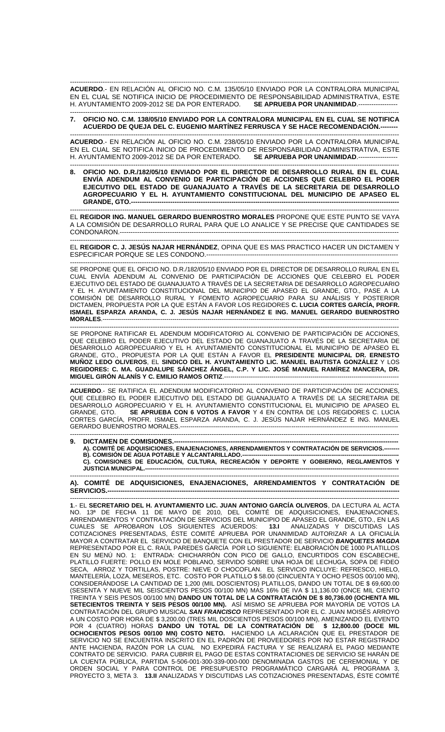**ACUERDO**.- EN RELACIÓN AL OFICIO NO. C.M. 135/05/10 ENVIADO POR LA CONTRALORA MUNICIPAL EN EL CUAL SE NOTIFICA INICIO DE PROCEDIMIENTO DE RESPONSABILIDAD ADMINISTRATIVA, ESTE H. AYUNTAMIENTO 2009-2012 SE DA POR ENTERADO. **SE APRUEBA POR UNANIMIDAD**.------------------

**7. OFICIO NO. C.M. 138/05/10 ENVIADO POR LA CONTRALORA MUNICIPAL EN EL CUAL SE NOTIFICA ACUERDO DE QUEJA DEL C. EUGENIO MARTÍNEZ FERRUSCA Y SE HACE RECOMENDACIÓN.--------**

**ACUERDO**.- EN RELACIÓN AL OFICIO NO. C.M. 238/05/10 ENVIADO POR LA CONTRALORA MUNICIPAL EN EL CUAL SE NOTIFICA INICIO DE PROCEDIMIENTO DE RESPONSABILIDAD ADMINISTRATIVA, ESTE H. AYUNTAMIENTO 2009-2012 SE DA POR ENTERADO. **SE APRUEBA POR UNANIMIDAD**.------------------

**8. OFICIO NO. D.R./182/05/10 ENVIADO POR EL DIRECTOR DE DESARROLLO RURAL EN EL CUAL ENVÍA ADENDUM AL CONVENIO DE PARTICIPACIÓN DE ACCIONES QUE CELEBRO EL PODER EJECUTIVO DEL ESTADO DE GUANAJUATO A TRAVÉS DE LA SECRETARIA DE DESARROLLO AGROPECUARIO Y EL H. AYUNTAMIENTO CONSTITUCIONAL DEL MUNICIPIO DE APASEO EL GRANDE, GTO.-----------------------------------------------------------------------------------------------------------**

EL **REGIDOR ING. MANUEL GERARDO BUENROSTRO MORALES** PROPONE QUE ESTE PUNTO SE VAYA A LA COMISIÓN DE DESARROLLO RURAL PARA QUE LO ANALICE Y SE PRECISE QUE CANTIDADES SE CONDONARON.-----------------------------------------------------------------------------------------------------------------------

EL **REGIDOR C. J. JESÚS NAJAR HERNÁNDEZ**, OPINA QUE ES MAS PRACTICO HACER UN DICTAMEN Y ESPECIFICAR PORQUE SE LES CONDONO.-------------------------------------------------------------------------------------

SE PROPONE QUE EL OFICIO NO. D.R./182/05/10 ENVIADO POR EL DIRECTOR DE DESARROLLO RURAL EN EL CUAL ENVÍA ADENDUM AL CONVENIO DE PARTICIPACIÓN DE ACCIONES QUE CELEBRO EL PODER EJECUTIVO DEL ESTADO DE GUANAJUATO A TRAVÉS DE LA SECRETARIA DE DESARROLLO AGROPECUARIO Y EL H. AYUNTAMIENTO CONSTITUCIONAL DEL MUNICIPIO DE APASEO EL GRANDE, GTO., PASE A LA COMISIÓN DE DESARROLLO RURAL Y FOMENTO AGROPECUARIO PARA SU ANÁLISIS Y POSTERIOR DICTAMEN, PROPUESTA POR LA QUE ESTÁN A FAVOR LOS REGIDORES **C. LUCIA CORTES GARCÍA, PROFR. ISMAEL ESPARZA ARANDA, C. J. JESÚS NAJAR HERNÁNDEZ E ING. MANUEL GERARDO BUENROSTRO MORALES**.-----------------------------------------------------------------------------------------------------------------------------

SE PROPONE RATIFICAR EL ADENDUM MODIFICATORIO AL CONVENIO DE PARTICIPACIÓN DE ACCIONES, QUE CELEBRO EL PODER EJECUTIVO DEL ESTADO DE GUANAJUATO A TRAVÉS DE LA SECRETARIA DE DESARROLLO AGROPECUARIO Y EL H. AYUNTAMIENTO CONSTITUCIONAL EL MUNICIPIO DE APASEO EL GRANDE, GTO., PROPUESTA POR LA QUE ESTÁN A FAVOR EL **PRESIDENTE MUNICIPAL DR. ERNESTO MUÑOZ LEDO OLIVEROS**, EL **SINDICO DEL H. AYUNTAMIENTO LIC. MANUEL BAUTISTA GONZÁLEZ** Y LOS **REGIDORES: C. MA. GUADALUPE SÁNCHEZ ÁNGEL, C.P. Y LIC. JOSÉ MANUEL RAMÍREZ MANCERA, DR. MIGUEL GIRÓN ALANÍS Y C. EMILIO RAMOS ORTIZ**.-----------------------------------------------------------------------------

**ACUERDO**.- SE RATIFICA EL ADENDUM MODIFICATORIO AL CONVENIO DE PARTICIPACIÓN DE ACCIONES, QUE CELEBRO EL PODER EJECUTIVO DEL ESTADO DE GUANAJUATO A TRAVÉS DE LA SECRETARIA DE DESARROLLO AGROPECUARIO Y EL H. AYUNTAMIENTO CONSTITUCIONAL EL MUNICIPIO DE APASEO EL GRANDE, GTO. **SE APRUEBA CON 6 VOTOS A FAVOR** Y 4 EN CONTRA DE LOS REGIDORES C. LUCIA CORTES GARCÍA, PROFR. ISMAEL ESPARZA ARANDA, C. J. JESÚS NAJAR HERNÁNDEZ E ING. MANUEL GERARDO BUENROSTRO MORALES.-------------------------------------------------------------------------------------------------

**9. DICTAMEN DE COMISIONES.----------------------------------------------------------------------------------------------------**
**A). COMITÉ DE ADQUISICIONES, ENAJENACIONES, ARRENDAMIENTOS Y CONTRATACIÓN DE SERVICIOS.--------**
**B). COMISIÓN DE AGUA POTABLE Y ALCANTARILLADO.------------------------------------------------------------------**
**C). COMISIONES DE EDUCACIÓN, CULTURA, RECREACIÓN Y DEPORTE Y GOBIERNO, REGLAMENTOS Y JUSTICIA MUNICIPAL.------------------------------------------------------------------------------------------------------------------**

**A). COMITÉ DE ADQUISICIONES, ENAJENACIONES, ARRENDAMIENTOS Y CONTRATACIÓN DE SERVICIOS.---------------------------------------------------------------------------------------------------------------------------------**

**1**.- EL **SECRETARIO DEL H. AYUNTAMIENTO LIC. JUAN ANTONIO GARCÍA OLIVEROS**, DA LECTURA AL ACTA NO. 13ª DE FECHA 11 DE MAYO DE 2010, DEL COMITÉ DE ADQUISICIONES, ENAJENACIONES, ARRENDAMIENTOS Y CONTRATACIÓN DE SERVICIOS DEL MUNICIPIO DE APASEO EL GRANDE, GTO., EN LAS CUALES SE APROBARON LOS SIGUIENTES ACUERDOS: **13.I** ANALIZADAS Y DISCUTIDAS LAS COTIZACIONES PRESENTADAS, ÉSTE COMITÉ APRUEBA POR UNANIMIDAD AUTORIZAR A LA OFICIALÍA MAYOR A CONTRATAR EL SERVICIO DE BANQUETE CON EL PRESTADOR DE SERVICIO ***BANQUETES MAGDA*** REPRESENTADO POR EL C. RAÚL PAREDES GARCÍA POR LO SIGUIENTE: ELABORACIÓN DE 1000 PLATILLOS EN SU MENÚ NO. 1: ENTRADA: CHICHARRÓN CON PICO DE GALLO, ENCURTIDOS CON ESCABECHE, PLATILLO FUERTE: POLLO EN MOLE POBLANO, SERVIDO SOBRE UNA HOJA DE LECHUGA, SOPA DE FIDEO SECA, ARROZ Y TORTILLAS, POSTRE: NIEVE O CHOCOFLAN. EL SERVICIO INCLUYE: REFRESCO, HIELO, MANTELERÍA, LOZA, MESEROS, ETC. COSTO POR PLATILLO $ 58.00 (CINCUENTA Y OCHO PESOS 00/100 MN), CONSIDERÁNDOSE LA CANTIDAD DE 1,200 (MIL DOSCIENTOS) PLATILLOS, DANDO UN TOTAL DE $ 69,600.00 (SESENTA Y NUEVE MIL SEISCIENTOS PESOS 00/100 MN) MAS 16% DE IVA $ 11,136.00 (ONCE MIL CIENTO TREINTA Y SEIS PESOS 00/100 MN) **DANDO UN TOTAL DE LA CONTRATACIÓN DE $ 80,736.00 (OCHENTA MIL SETECIENTOS TREINTA Y SEIS PESOS 00/100 MN).** ASÍ MISMO SE APRUEBA POR MAYORÍA DE VOTOS LA CONTRATACIÓN DEL GRUPO MUSICAL ***SAN FRANCISCO*** REPRESENTADO POR EL C. JUAN MOISÉS ARROYO A UN COSTO POR HORA DE $ 3,200.00 (TRES MIL DOSCIENTOS PESOS 00/100 MN), AMENIZANDO EL EVENTO POR 4 (CUATRO) HORAS **DANDO UN TOTAL DE LA CONTRATACIÓN DE $ 12,800.00 (DOCE MIL OCHOCIENTOS PESOS 00/100 MN) COSTO NETO.** HACIENDO LA ACLARACIÓN QUE EL PRESTADOR DE SERVICIO NO SE ENCUENTRA INSCRITO EN EL PADRÓN DE PROVEEDORES POR NO ESTAR REGISTRADO ANTE HACIENDA, RAZÓN POR LA CUAL NO EXPEDIRÁ FACTURA Y SE REALIZARÁ EL PAGO MEDIANTE CONTRATO DE SERVICIO. PARA CUBRIR EL PAGO DE ESTAS CONTRATACIONES DE SERVICIO SE HARÁN DE LA CUENTA PÚBLICA, PARTIDA 5-506-001-300-339-000-000 DENOMINADA GASTOS DE CEREMONIAL Y DE ORDEN SOCIAL Y PARA CONTROL DE PRESUPUESTO PROGRAMÁTICO CARGARÁ AL PROGRAMA 3, PROYECTO 3, META 3. **13.II** ANALIZADAS Y DISCUTIDAS LAS COTIZACIONES PRESENTADAS, ÉSTE COMITÉ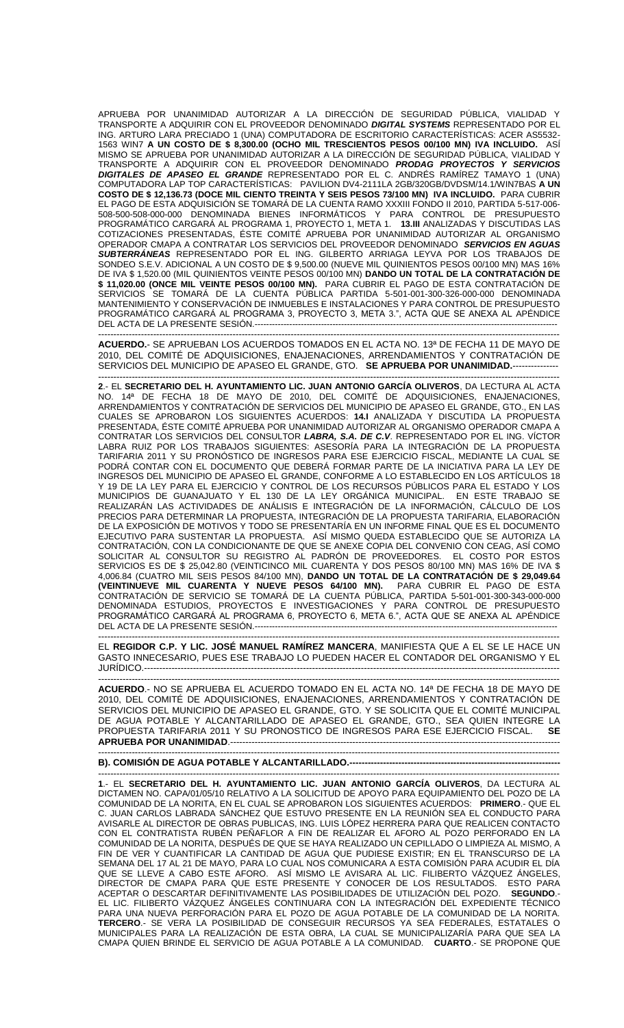APRUEBA POR UNANIMIDAD AUTORIZAR A LA DIRECCIÓN DE SEGURIDAD PÚBLICA, VIALIDAD Y TRANSPORTE A ADQUIRIR CON EL PROVEEDOR DENOMINADO ***DIGITAL SYSTEMS*** REPRESENTADO POR EL ING. ARTURO LARA PRECIADO 1 (UNA) COMPUTADORA DE ESCRITORIO CARACTERÍSTICAS: ACER AS5532-1563 WIN7 **A UN COSTO DE $ 8,300.00 (OCHO MIL TRESCIENTOS PESOS 00/100 MN) IVA INCLUIDO.** ASÍ MISMO SE APRUEBA POR UNANIMIDAD AUTORIZAR A LA DIRECCIÓN DE SEGURIDAD PÚBLICA, VIALIDAD Y TRANSPORTE A ADQUIRIR CON EL PROVEEDOR DENOMINADO ***PRODAG PROYECTOS Y SERVICIOS DIGITALES DE APASEO EL GRANDE*** REPRESENTADO POR EL C. ANDRÉS RAMÍREZ TAMAYO 1 (UNA) COMPUTADORA LAP TOP CARACTERÍSTICAS: PAVILION DV4-2111LA 2GB/320GB/DVDSM/14.1/WIN7BAS **A UN COSTO DE $ 12,136.73 (DOCE MIL CIENTO TREINTA Y SEIS PESOS 73/100 MN) IVA INCLUIDO.** PARA CUBRIR EL PAGO DE ESTA ADQUISICIÓN SE TOMARÁ DE LA CUENTA RAMO XXXIII FONDO II 2010, PARTIDA 5-517-006-508-500-508-000-000 DENOMINADA BIENES INFORMÁTICOS Y PARA CONTROL DE PRESUPUESTO PROGRAMÁTICO CARGARÁ AL PROGRAMA 1, PROYECTO 1, META 1. **13.III** ANALIZADAS Y DISCUTIDAS LAS COTIZACIONES PRESENTADAS, ÉSTE COMITÉ APRUEBA POR UNANIMIDAD AUTORIZAR AL ORGANISMO OPERADOR CMAPA A CONTRATAR LOS SERVICIOS DEL PROVEEDOR DENOMINADO ***SERVICIOS EN AGUAS SUBTERRÁNEAS*** REPRESENTADO POR EL ING. GILBERTO ARRIAGA LEYVA POR LOS TRABAJOS DE SONDEO S.E.V. ADICIONAL A UN COSTO DE $ 9,500.00 (NUEVE MIL QUINIENTOS PESOS 00/100 MN) MAS 16% DE IVA $ 1,520.00 (MIL QUINIENTOS VEINTE PESOS 00/100 MN) **DANDO UN TOTAL DE LA CONTRATACIÓN DE $ 11,020.00 (ONCE MIL VEINTE PESOS 00/100 MN).** PARA CUBRIR EL PAGO DE ESTA CONTRATACIÓN DE SERVICIOS SE TOMARÁ DE LA CUENTA PÚBLICA PARTIDA 5-501-001-300-326-000-000 DENOMINADA MANTENIMIENTO Y CONSERVACIÓN DE INMUEBLES E INSTALACIONES Y PARA CONTROL DE PRESUPUESTO PROGRAMÁTICO CARGARÁ AL PROGRAMA 3, PROYECTO 3, META 3.", ACTA QUE SE ANEXA AL APÉNDICE DEL ACTA DE LA PRESENTE SESIÓN.--------------------------------------------------------------------------------------------------

---

**ACUERDO**.- SE APRUEBAN LOS ACUERDOS TOMADOS EN EL ACTA NO. 13ª DE FECHA 11 DE MAYO DE 2010, DEL COMITÉ DE ADQUISICIONES, ENAJENACIONES, ARRENDAMIENTOS Y CONTRATACIÓN DE SERVICIOS DEL MUNICIPIO DE APASEO EL GRANDE, GTO. **SE APRUEBA POR UNANIMIDAD.**---------------

---

**2**.- EL **SECRETARIO DEL H. AYUNTAMIENTO LIC. JUAN ANTONIO GARCÍA OLIVEROS**, DA LECTURA AL ACTA NO. 14ª DE FECHA 18 DE MAYO DE 2010, DEL COMITÉ DE ADQUISICIONES, ENAJENACIONES, ARRENDAMIENTOS Y CONTRATACIÓN DE SERVICIOS DEL MUNICIPIO DE APASEO EL GRANDE, GTO., EN LAS CUALES SE APROBARON LOS SIGUIENTES ACUERDOS: **14.I** ANALIZADA Y DISCUTIDA LA PROPUESTA PRESENTADA, ÉSTE COMITÉ APRUEBA POR UNANIMIDAD AUTORIZAR AL ORGANISMO OPERADOR CMAPA A CONTRATAR LOS SERVICIOS DEL CONSULTOR ***LABRA, S.A. DE C.V***. REPRESENTADO POR EL ING. VÍCTOR LABRA RUIZ POR LOS TRABAJOS SIGUIENTES: ASESORÍA PARA LA INTEGRACIÓN DE LA PROPUESTA TARIFARIA 2011 Y SU PRONÓSTICO DE INGRESOS PARA ESE EJERCICIO FISCAL, MEDIANTE LA CUAL SE PODRÁ CONTAR CON EL DOCUMENTO QUE DEBERÁ FORMAR PARTE DE LA INICIATIVA PARA LA LEY DE INGRESOS DEL MUNICIPIO DE APASEO EL GRANDE, CONFORME A LO ESTABLECIDO EN LOS ARTÍCULOS 18 Y 19 DE LA LEY PARA EL EJERCICIO Y CONTROL DE LOS RECURSOS PÚBLICOS PARA EL ESTADO Y LOS MUNICIPIOS DE GUANAJUATO Y EL 130 DE LA LEY ORGÁNICA MUNICIPAL. EN ESTE TRABAJO SE REALIZARÁN LAS ACTIVIDADES DE ANÁLISIS E INTEGRACIÓN DE LA INFORMACIÓN, CÁLCULO DE LOS PRECIOS PARA DETERMINAR LA PROPUESTA, INTEGRACIÓN DE LA PROPUESTA TARIFARIA, ELABORACIÓN DE LA EXPOSICIÓN DE MOTIVOS Y TODO SE PRESENTARÍA EN UN INFORME FINAL QUE ES EL DOCUMENTO EJECUTIVO PARA SUSTENTAR LA PROPUESTA. ASÍ MISMO QUEDA ESTABLECIDO QUE SE AUTORIZA LA CONTRATACIÓN, CON LA CONDICIONANTE DE QUE SE ANEXE COPIA DEL CONVENIO CON CEAG, ASÍ COMO SOLICITAR AL CONSULTOR SU REGISTRO AL PADRÓN DE PROVEEDORES. EL COSTO POR ESTOS SERVICIOS ES DE $ 25,042.80 (VEINTICINCO MIL CUARENTA Y DOS PESOS 80/100 MN) MAS 16% DE IVA $ 4,006.84 (CUATRO MIL SEIS PESOS 84/100 MN), **DANDO UN TOTAL DE LA CONTRATACIÓN DE $ 29,049.64 (VEINTINUEVE MIL CUARENTA Y NUEVE PESOS 64/100 MN).** PARA CUBRIR EL PAGO DE ESTA CONTRATACIÓN DE SERVICIO SE TOMARÁ DE LA CUENTA PÚBLICA, PARTIDA 5-501-001-300-343-000-000 DENOMINADA ESTUDIOS, PROYECTOS E INVESTIGACIONES Y PARA CONTROL DE PRESUPUESTO PROGRAMÁTICO CARGARÁ AL PROGRAMA 6, PROYECTO 6, META 6.", ACTA QUE SE ANEXA AL APÉNDICE DEL ACTA DE LA PRESENTE SESIÓN.--------------------------------------------------------------------------------------------------

---

EL **REGIDOR C.P. Y LIC. JOSÉ MANUEL RAMÍREZ MANCERA**, MANIFIESTA QUE A EL SE LE HACE UN GASTO INNECESARIO, PUES ESE TRABAJO LO PUEDEN HACER EL CONTADOR DEL ORGANISMO Y EL JURÍDICO.---------------------------------------------------------------------------------------------------------------------------

---

**ACUERDO**.- NO SE APRUEBA EL ACUERDO TOMADO EN EL ACTA NO. 14ª DE FECHA 18 DE MAYO DE 2010, DEL COMITÉ DE ADQUISICIONES, ENAJENACIONES, ARRENDAMIENTOS Y CONTRATACIÓN DE SERVICIOS DEL MUNICIPIO DE APASEO EL GRANDE, GTO. Y SE SOLICITA QUE EL COMITÉ MUNICIPAL DE AGUA POTABLE Y ALCANTARILLADO DE APASEO EL GRANDE, GTO., SEA QUIEN INTEGRE LA PROPUESTA TARIFARIA 2011 Y SU PRONOSTICO DE INGRESOS PARA ESE EJERCICIO FISCAL. **SE APRUEBA POR UNANIMIDAD**.---------------------------------------------------------------------------------------------------

---

**B). COMISIÓN DE AGUA POTABLE Y ALCANTARILLADO.--------------------------------------------------------------------**

---

**1**.- EL **SECRETARIO DEL H. AYUNTAMIENTO LIC. JUAN ANTONIO GARCÍA OLIVEROS**, DA LECTURA AL DICTAMEN NO. CAPA/01/05/10 RELATIVO A LA SOLICITUD DE APOYO PARA EQUIPAMIENTO DEL POZO DE LA COMUNIDAD DE LA NORITA, EN EL CUAL SE APROBARON LOS SIGUIENTES ACUERDOS: **PRIMERO**.- QUE EL C. JUAN CARLOS LABRADA SÁNCHEZ QUE ESTUVO PRESENTE EN LA REUNIÓN SEA EL CONDUCTO PARA AVISARLE AL DIRECTOR DE OBRAS PUBLICAS, ING. LUIS LÓPEZ HERRERA PARA QUE REALICEN CONTACTO CON EL CONTRATISTA RUBÉN PEÑAFLOR A FIN DE REALIZAR EL AFORO AL POZO PERFORADO EN LA COMUNIDAD DE LA NORITA, DESPUÉS DE QUE SE HAYA REALIZADO UN CEPILLADO O LIMPIEZA AL MISMO, A FIN DE VER Y CUANTIFICAR LA CANTIDAD DE AGUA QUE PUDIESE EXISTIR; EN EL TRANSCURSO DE LA SEMANA DEL 17 AL 21 DE MAYO, PARA LO CUAL NOS COMUNICARA A ESTA COMISIÓN PARA ACUDIR EL DÍA QUE SE LLEVE A CABO ESTE AFORO. ASÍ MISMO LE AVISARA AL LIC. FILIBERTO VÁZQUEZ ÁNGELES, DIRECTOR DE CMAPA PARA QUE ESTE PRESENTE Y CONOCER DE LOS RESULTADOS. ESTO PARA ACEPTAR O DESCARTAR DEFINITIVAMENTE LAS POSIBILIDADES DE UTILIZACIÓN DEL POZO. **SEGUNDO**.- EL LIC. FILIBERTO VÁZQUEZ ÁNGELES CONTINUARA CON LA INTEGRACIÓN DEL EXPEDIENTE TÉCNICO PARA UNA NUEVA PERFORACIÓN PARA EL POZO DE AGUA POTABLE DE LA COMUNIDAD DE LA NORITA. **TERCERO**.- SE VERA LA POSIBILIDAD DE CONSEGUIR RECURSOS YA SEA FEDERALES, ESTATALES O MUNICIPALES PARA LA REALIZACIÓN DE ESTA OBRA, LA CUAL SE MUNICIPALIZARÍA PARA QUE SEA LA CMAPA QUIEN BRINDE EL SERVICIO DE AGUA POTABLE A LA COMUNIDAD. **CUARTO**.- SE PROPONE QUE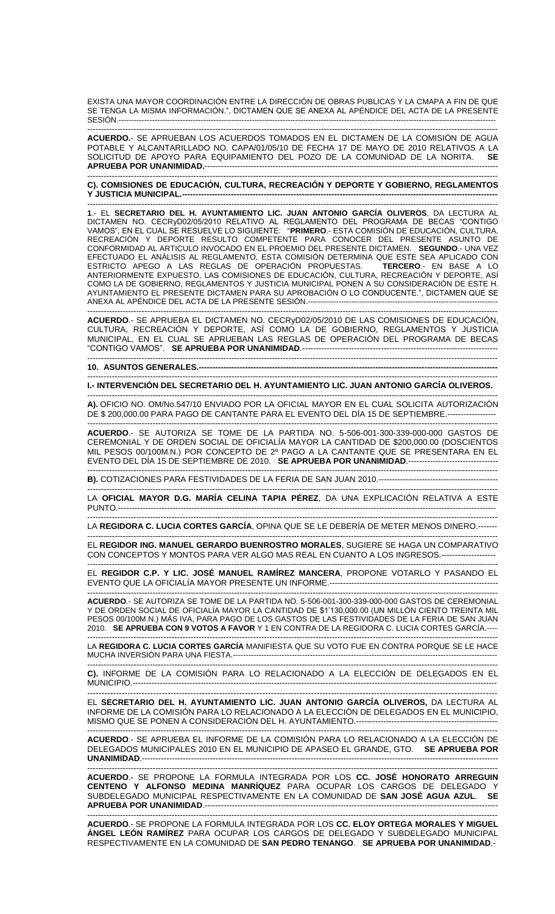EXISTA UNA MAYOR COORDINACIÓN ENTRE LA DIRECCIÓN DE OBRAS PUBLICAS Y LA CMAPA A FIN DE QUE SE TENGA LA MISMA INFORMACIÓN.", DICTAMEN QUE SE ANEXA AL APÉNDICE DEL ACTA DE LA PRESENTE SESIÓN.-----------------------------------------------------------------------------------------------------------------------------

**ACUERDO**.- SE APRUEBAN LOS ACUERDOS TOMADOS EN EL DICTAMEN DE LA COMISIÓN DE AGUA POTABLE Y ALCANTARILLADO NO. CAPA/01/05/10 DE FECHA 17 DE MAYO DE 2010 RELATIVOS A LA SOLICITUD DE APOYO PARA EQUIPAMIENTO DEL POZO DE LA COMUNIDAD DE LA NORITA. **SE APRUEBA POR UNANIMIDAD.**-----------------------------------------------------------------------------------------------------

**C). COMISIONES DE EDUCACIÓN, CULTURA, RECREACIÓN Y DEPORTE Y GOBIERNO, REGLAMENTOS Y JUSTICIA MUNICIPAL.----------------------------------------------------------------------------------------------------------------**

**1**.- EL **SECRETARIO DEL H. AYUNTAMIENTO LIC. JUAN ANTONIO GARCÍA OLIVEROS**, DA LECTURA AL DICTAMEN NO. CECRyD02/05/2010 RELATIVO AL REGLAMENTO DEL PROGRAMA DE BECAS "CONTIGO VAMOS", EN EL CUAL SE RESUELVE LO SIGUIENTE: "**PRIMERO**.- ESTA COMISIÓN DE EDUCACIÓN, CULTURA, RECREACIÓN Y DEPORTE RESULTO COMPETENTE PARA CONOCER DEL PRESENTE ASUNTO DE CONFORMIDAD AL ARTICULO INVOCADO EN EL PROEMIO DEL PRESENTE DICTAMEN. **SEGUNDO**.- UNA VEZ EFECTUADO EL ANÁLISIS AL REGLAMENTO, ESTA COMISIÓN DETERMINA QUE ESTE SEA APLICADO CON ESTRICTO APEGO A LAS REGLAS DE OPERACIÓN PROPUESTAS. **TERCERO**.- EN BASE A LO ANTERIORMENTE EXPUESTO, LAS COMISIONES DE EDUCACIÓN, CULTURA, RECREACIÓN Y DEPORTE, ASÍ COMO LA DE GOBIERNO, REGLAMENTOS Y JUSTICIA MUNICIPAL PONEN A SU CONSIDERACIÓN DE ESTE H. AYUNTAMIENTO EL PRESENTE DICTAMEN PARA SU APROBACIÓN O LO CONDUCENTE.", DICTAMEN QUE SE ANEXA AL APÉNDICE DEL ACTA DE LA PRESENTE SESIÓN.-----------------------------------------------------------------

**ACUERDO**.- SE APRUEBA EL DICTAMEN NO. CECRyD02/05/2010 DE LAS COMISIONES DE EDUCACIÓN, CULTURA, RECREACIÓN Y DEPORTE, ASÍ COMO LA DE GOBIERNO, REGLAMENTOS Y JUSTICIA MUNICIPAL, EN EL CUAL SE APRUEBAN LAS REGLAS DE OPERACIÓN DEL PROGRAMA DE BECAS "CONTIGO VAMOS". **SE APRUEBA POR UNANIMIDAD**.-----------------------------------------------------------------------

**10. ASUNTOS GENERALES.----------------------------------------------------------------------------------------------------------**

**I.- INTERVENCIÓN DEL SECRETARIO DEL H. AYUNTAMIENTO LIC. JUAN ANTONIO GARCÍA OLIVEROS.**

**A).** OFICIO NO. OM/No.547/10 ENVIADO POR LA OFICIAL MAYOR EN EL CUAL SOLICITA AUTORIZACIÓN DE $ 200,000.00 PARA PAGO DE CANTANTE PARA EL EVENTO DEL DÍA 15 DE SEPTIEMBRE.------------------

**ACUERDO**.- SE AUTORIZA SE TOME DE LA PARTIDA NO. 5-506-001-300-339-000-000 GASTOS DE CEREMONIAL Y DE ORDEN SOCIAL DE OFICIALÍA MAYOR LA CANTIDAD DE $200,000.00 (DOSCIENTOS MIL PESOS 00/100M.N.) POR CONCEPTO DE 2º PAGO A LA CANTANTE QUE SE PRESENTARA EN EL EVENTO DEL DÍA 15 DE SEPTIEMBRE DE 2010. **SE APRUEBA POR UNANIMIDAD**.---------------------------------

**B).** COTIZACIONES PARA FESTIVIDADES DE LA FERIA DE SAN JUAN 2010.--------------------------------------------

LA **OFICIAL MAYOR D.G. MARÍA CELINA TAPIA PÉREZ**, DA UNA EXPLICACIÓN RELATIVA A ESTE PUNTO.-----------------------------------------------------------------------------------------------------------------------------------

LA **REGIDORA C. LUCIA CORTES GARCÍA**, OPINA QUE SE LE DEBERÍA DE METER MENOS DINERO.-------

EL **REGIDOR ING. MANUEL GERARDO BUENROSTRO MORALES**, SUGIERE SE HAGA UN COMPARATIVO CON CONCEPTOS Y MONTOS PARA VER ALGO MAS REAL EN CUANTO A LOS INGRESOS.--------------------

EL **REGIDOR C.P. Y LIC. JOSÉ MANUEL RAMÍREZ MANCERA**, PROPONE VOTARLO Y PASANDO EL EVENTO QUE LA OFICIALÍA MAYOR PRESENTE UN INFORME.------------------------------------------------------------

**ACUERDO**.- SE AUTORIZA SE TOME DE LA PARTIDA NO. 5-506-001-300-339-000-000 GASTOS DE CEREMONIAL Y DE ORDEN SOCIAL DE OFICIALÍA MAYOR LA CANTIDAD DE $1'130,000.00 (UN MILLÓN CIENTO TREINTA MIL PESOS 00/100M.N.) MÁS IVA, PARA PAGO DE LOS GASTOS DE LAS FESTIVIDADES DE LA FERIA DE SAN JUAN 2010. **SE APRUEBA CON 9 VOTOS A FAVOR** Y 1 EN CONTRA DE LA REGIDORA C. LUCIA CORTES GARCÍA.----

LA **REGIDORA C. LUCIA CORTES GARCÍA** MANIFIESTA QUE SU VOTO FUE EN CONTRA PORQUE SE LE HACE MUCHA INVERSIÓN PARA UNA FIESTA.-------------------------------------------------------------------------------------------

**C).** INFORME DE LA COMISIÓN PARA LO RELACIONADO A LA ELECCIÓN DE DELEGADOS EN EL MUNICIPIO.----------------------------------------------------------------------------------------------------------------------------

EL **SECRETARIO DEL H. AYUNTAMIENTO LIC. JUAN ANTONIO GARCÍA OLIVEROS,** DA LECTURA AL INFORME DE LA COMISIÓN PARA LO RELACIONADO A LA ELECCIÓN DE DELEGADOS EN EL MUNICIPIO, MISMO QUE SE PONEN A CONSIDERACIÓN DEL H. AYUNTAMIENTO.-------------------------------------------------

**ACUERDO**.- SE APRUEBA EL INFORME DE LA COMISIÓN PARA LO RELACIONADO A LA ELECCIÓN DE DELEGADOS MUNICIPALES 2010 EN EL MUNICIPIO DE APASEO EL GRANDE, GTO. **SE APRUEBA POR UNANIMIDAD**.--------------------------------------------------------------------------------------------------------------------------

**ACUERDO**.- SE PROPONE LA FORMULA INTEGRADA POR LOS **CC. JOSÉ HONORATO ARREGUIN CENTENO Y ALFONSO MEDINA MANRÍQUEZ** PARA OCUPAR LOS CARGOS DE DELEGADO Y SUBDELEGADO MUNICIPAL RESPECTIVAMENTE EN LA COMUNIDAD DE **SAN JOSÉ AGUA AZUL**. **SE APRUEBA POR UNANIMIDAD**.-----------------------------------------------------------------------------------------------------

**ACUERDO**.- SE PROPONE LA FORMULA INTEGRADA POR LOS **CC. ELOY ORTEGA MORALES Y MIGUEL ÁNGEL LEÓN RAMÍREZ** PARA OCUPAR LOS CARGOS DE DELEGADO Y SUBDELEGADO MUNICIPAL RESPECTIVAMENTE EN LA COMUNIDAD DE **SAN PEDRO TENANGO**. **SE APRUEBA POR UNANIMIDAD**.-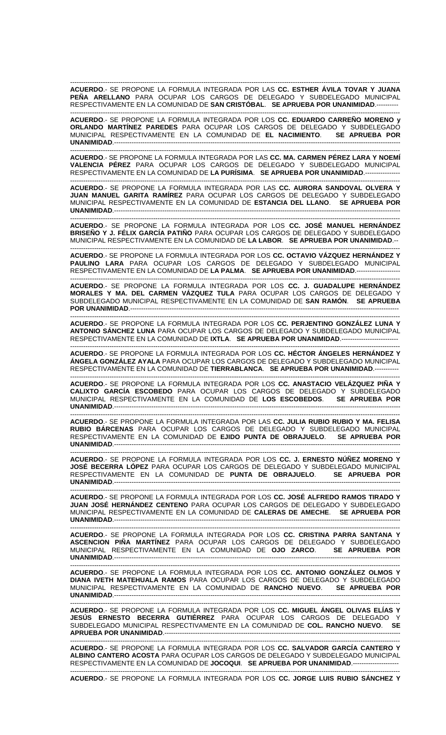**ACUERDO**.- SE PROPONE LA FORMULA INTEGRADA POR LAS **CC. ESTHER ÁVILA TOVAR Y JUANA PEÑA ARELLANO** PARA OCUPAR LOS CARGOS DE DELEGADO Y SUBDELEGADO MUNICIPAL RESPECTIVAMENTE EN LA COMUNIDAD DE **SAN CRISTÓBAL**. **SE APRUEBA POR UNANIMIDAD**.----------

**ACUERDO**.- SE PROPONE LA FORMULA INTEGRADA POR LOS **CC. EDUARDO CARREÑO MORENO y ORLANDO MARTÍNEZ PAREDES** PARA OCUPAR LOS CARGOS DE DELEGADO Y SUBDELEGADO MUNICIPAL RESPECTIVAMENTE EN LA COMUNIDAD DE **EL NACIMIENTO**. **SE APRUEBA POR UNANIMIDAD**.--------------------------------------------------------------------------------------------------------------------------

**ACUERDO**.- SE PROPONE LA FORMULA INTEGRADA POR LAS **CC. MA. CARMEN PÉREZ LARA Y NOEMÍ VALENCIA PÉREZ** PARA OCUPAR LOS CARGOS DE DELEGADO Y SUBDELEGADO MUNICIPAL RESPECTIVAMENTE EN LA COMUNIDAD DE **LA PURÍSIMA**. **SE APRUEBA POR UNANIMIDAD**.---------------

**ACUERDO**.- SE PROPONE LA FORMULA INTEGRADA POR LAS **CC. AURORA SANDOVAL OLVERA Y JUAN MANUEL GARITA RAMÍREZ** PARA OCUPAR LOS CARGOS DE DELEGADO Y SUBDELEGADO MUNICIPAL RESPECTIVAMENTE EN LA COMUNIDAD DE **ESTANCIA DEL LLANO**. **SE APRUEBA POR UNANIMIDAD**.--------------------------------------------------------------------------------------------------------------------------

**ACUERDO**.- SE PROPONE LA FORMULA INTEGRADA POR LOS **CC. JOSÉ MANUEL HERNÁNDEZ BRISEÑO Y J. FÉLIX GARCÍA PATIÑO** PARA OCUPAR LOS CARGOS DE DELEGADO Y SUBDELEGADO MUNICIPAL RESPECTIVAMENTE EN LA COMUNIDAD DE **LA LABOR**. **SE APRUEBA POR UNANIMIDAD**.--

**ACUERDO**.- SE PROPONE LA FORMULA INTEGRADA POR LOS **CC. OCTAVIO VÁZQUEZ HERNÁNDEZ Y PAULINO LARA** PARA OCUPAR LOS CARGOS DE DELEGADO Y SUBDELEGADO MUNICIPAL RESPECTIVAMENTE EN LA COMUNIDAD DE **LA PALMA**. **SE APRUEBA POR UNANIMIDAD**.--------------------

**ACUERDO**.- SE PROPONE LA FORMULA INTEGRADA POR LOS **CC. J. GUADALUPE HERNÁNDEZ MORALES Y MA. DEL CARMEN VÁZQUEZ TULA** PARA OCUPAR LOS CARGOS DE DELEGADO Y SUBDELEGADO MUNICIPAL RESPECTIVAMENTE EN LA COMUNIDAD DE **SAN RAMÓN**. **SE APRUEBA POR UNANIMIDAD**.-------------------------------------------------------------------------------------------------------------

**ACUERDO**.- SE PROPONE LA FORMULA INTEGRADA POR LOS **CC. PERJENTINO GONZÁLEZ LUNA Y ANTONIO SÁNCHEZ LUNA** PARA OCUPAR LOS CARGOS DE DELEGADO Y SUBDELEGADO MUNICIPAL RESPECTIVAMENTE EN LA COMUNIDAD DE **IXTLA**. **SE APRUEBA POR UNANIMIDAD**.--------------------------

**ACUERDO**.- SE PROPONE LA FORMULA INTEGRADA POR LOS **CC. HÉCTOR ÁNGELES HERNÁNDEZ Y ÁNGELA GONZÁLEZ AYALA** PARA OCUPAR LOS CARGOS DE DELEGADO Y SUBDELEGADO MUNICIPAL RESPECTIVAMENTE EN LA COMUNIDAD DE **TIERRABLANCA**. **SE APRUEBA POR UNANIMIDAD**.-----------

**ACUERDO**.- SE PROPONE LA FORMULA INTEGRADA POR LOS **CC. ANASTACIO VELÁZQUEZ PIÑA Y CALIXTO GARCÍA ESCOBEDO** PARA OCUPAR LOS CARGOS DE DELEGADO Y SUBDELEGADO MUNICIPAL RESPECTIVAMENTE EN LA COMUNIDAD DE **LOS ESCOBEDOS**. **SE APRUEBA POR UNANIMIDAD**.--------------------------------------------------------------------------------------------------------------------------

**ACUERDO**.- SE PROPONE LA FORMULA INTEGRADA POR LAS **CC. JULIA RUBIO RUBIO Y MA. FELISA RUBIO BÁRCENAS** PARA OCUPAR LOS CARGOS DE DELEGADO Y SUBDELEGADO MUNICIPAL RESPECTIVAMENTE EN LA COMUNIDAD DE **EJIDO PUNTA DE OBRAJUELO**. **SE APRUEBA POR UNANIMIDAD**.--------------------------------------------------------------------------------------------------------------------------

**ACUERDO**.- SE PROPONE LA FORMULA INTEGRADA POR LOS **CC. J. ERNESTO NÚÑEZ MORENO Y JOSÉ BECERRA LÓPEZ** PARA OCUPAR LOS CARGOS DE DELEGADO Y SUBDELEGADO MUNICIPAL RESPECTIVAMENTE EN LA COMUNIDAD DE **PUNTA DE OBRAJUELO**. **SE APRUEBA POR UNANIMIDAD**.--------------------------------------------------------------------------------------------------------------------------

**ACUERDO**.- SE PROPONE LA FORMULA INTEGRADA POR LOS **CC. JOSÉ ALFREDO RAMOS TIRADO Y JUAN JOSÉ HERNÁNDEZ CENTENO** PARA OCUPAR LOS CARGOS DE DELEGADO Y SUBDELEGADO MUNICIPAL RESPECTIVAMENTE EN LA COMUNIDAD DE **CALERAS DE AMECHE**. **SE APRUEBA POR UNANIMIDAD**.--------------------------------------------------------------------------------------------------------------------------

**ACUERDO**.- SE PROPONE LA FORMULA INTEGRADA POR LOS **CC. CRISTINA PARRA SANTANA Y ASCENCION PIÑA MARTÍNEZ** PARA OCUPAR LOS CARGOS DE DELEGADO Y SUBDELEGADO MUNICIPAL RESPECTIVAMENTE EN LA COMUNIDAD DE **OJO ZARCO**. **SE APRUEBA POR UNANIMIDAD**.--------------------------------------------------------------------------------------------------------------------------

**ACUERDO**.- SE PROPONE LA FORMULA INTEGRADA POR LOS **CC. ANTONIO GONZÁLEZ OLMOS Y DIANA IVETH MATEHUALA RAMOS** PARA OCUPAR LOS CARGOS DE DELEGADO Y SUBDELEGADO MUNICIPAL RESPECTIVAMENTE EN LA COMUNIDAD DE **RANCHO NUEVO**. **SE APRUEBA POR UNANIMIDAD**.--------------------------------------------------------------------------------------------------------------------------

**ACUERDO**.- SE PROPONE LA FORMULA INTEGRADA POR LOS **CC. MIGUEL ÁNGEL OLIVAS ELÍAS Y JESÚS ERNESTO BECERRA GUTIÉRREZ** PARA OCUPAR LOS CARGOS DE DELEGADO Y SUBDELEGADO MUNICIPAL RESPECTIVAMENTE EN LA COMUNIDAD DE **COL. RANCHO NUEVO**. **SE APRUEBA POR UNANIMIDAD**.-------------------------------------------------------------------------------------------------------------

**ACUERDO**.- SE PROPONE LA FORMULA INTEGRADA POR LOS **CC. SALVADOR GARCÍA CANTERO Y ALBINO CANTERO ACOSTA** PARA OCUPAR LOS CARGOS DE DELEGADO Y SUBDELEGADO MUNICIPAL RESPECTIVAMENTE EN LA COMUNIDAD DE **JOCOQUI**. **SE APRUEBA POR UNANIMIDAD**.---------------------

**ACUERDO**.- SE PROPONE LA FORMULA INTEGRADA POR LOS **CC. JORGE LUIS RUBIO SÁNCHEZ Y**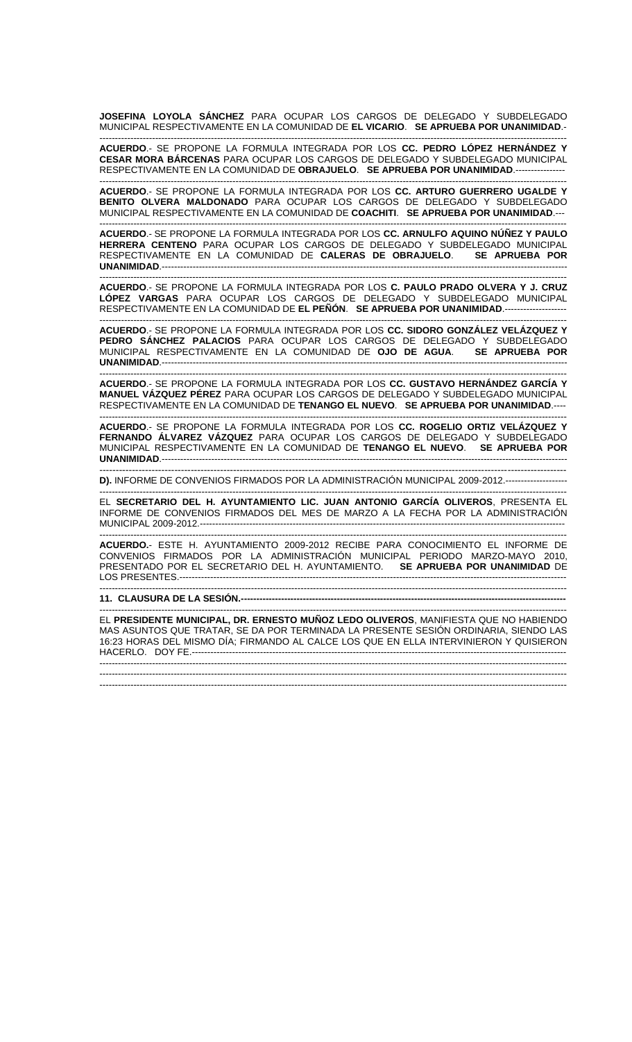**JOSEFINA LOYOLA SÁNCHEZ** PARA OCUPAR LOS CARGOS DE DELEGADO Y SUBDELEGADO MUNICIPAL RESPECTIVAMENTE EN LA COMUNIDAD DE **EL VICARIO**. **SE APRUEBA POR UNANIMIDAD**.-

---

**ACUERDO**.- SE PROPONE LA FORMULA INTEGRADA POR LOS **CC. PEDRO LÓPEZ HERNÁNDEZ Y CESAR MORA BÁRCENAS** PARA OCUPAR LOS CARGOS DE DELEGADO Y SUBDELEGADO MUNICIPAL RESPECTIVAMENTE EN LA COMUNIDAD DE **OBRAJUELO**. **SE APRUEBA POR UNANIMIDAD**.----------------

---

**ACUERDO**.- SE PROPONE LA FORMULA INTEGRADA POR LOS **CC. ARTURO GUERRERO UGALDE Y BENITO OLVERA MALDONADO** PARA OCUPAR LOS CARGOS DE DELEGADO Y SUBDELEGADO MUNICIPAL RESPECTIVAMENTE EN LA COMUNIDAD DE **COACHITI**. **SE APRUEBA POR UNANIMIDAD**.---

---

**ACUERDO**.- SE PROPONE LA FORMULA INTEGRADA POR LOS **CC. ARNULFO AQUINO NÚÑEZ Y PAULO HERRERA CENTENO** PARA OCUPAR LOS CARGOS DE DELEGADO Y SUBDELEGADO MUNICIPAL RESPECTIVAMENTE EN LA COMUNIDAD DE **CALERAS DE OBRAJUELO**. **SE APRUEBA POR UNANIMIDAD**.----------------------------------------------------------------------------------------------------------------

---

**ACUERDO**.- SE PROPONE LA FORMULA INTEGRADA POR LOS **C. PAULO PRADO OLVERA Y J. CRUZ LÓPEZ VARGAS** PARA OCUPAR LOS CARGOS DE DELEGADO Y SUBDELEGADO MUNICIPAL RESPECTIVAMENTE EN LA COMUNIDAD DE **EL PEÑÓN**. **SE APRUEBA POR UNANIMIDAD**.--------------------

---

**ACUERDO**.- SE PROPONE LA FORMULA INTEGRADA POR LOS **CC. SIDORO GONZÁLEZ VELÁZQUEZ Y PEDRO SÁNCHEZ PALACIOS** PARA OCUPAR LOS CARGOS DE DELEGADO Y SUBDELEGADO MUNICIPAL RESPECTIVAMENTE EN LA COMUNIDAD DE **OJO DE AGUA**. **SE APRUEBA POR UNANIMIDAD**.----------------------------------------------------------------------------------------------------------------

---

**ACUERDO**.- SE PROPONE LA FORMULA INTEGRADA POR LOS **CC. GUSTAVO HERNÁNDEZ GARCÍA Y MANUEL VÁZQUEZ PÉREZ** PARA OCUPAR LOS CARGOS DE DELEGADO Y SUBDELEGADO MUNICIPAL RESPECTIVAMENTE EN LA COMUNIDAD DE **TENANGO EL NUEVO**. **SE APRUEBA POR UNANIMIDAD**.----

---

**ACUERDO**.- SE PROPONE LA FORMULA INTEGRADA POR LOS **CC. ROGELIO ORTIZ VELÁZQUEZ Y FERNANDO ÁLVAREZ VÁZQUEZ** PARA OCUPAR LOS CARGOS DE DELEGADO Y SUBDELEGADO MUNICIPAL RESPECTIVAMENTE EN LA COMUNIDAD DE **TENANGO EL NUEVO**. **SE APRUEBA POR UNANIMIDAD**.----------------------------------------------------------------------------------------------------------------

---

**D).** INFORME DE CONVENIOS FIRMADOS POR LA ADMINISTRACIÓN MUNICIPAL 2009-2012.-------------------

---

EL **SECRETARIO DEL H. AYUNTAMIENTO LIC. JUAN ANTONIO GARCÍA OLIVEROS**, PRESENTA EL INFORME DE CONVENIOS FIRMADOS DEL MES DE MARZO A LA FECHA POR LA ADMINISTRACIÓN MUNICIPAL 2009-2012.----------------------------------------------------------------------------------------------------------------

---

**ACUERDO.**- ESTE H. AYUNTAMIENTO 2009-2012 RECIBE PARA CONOCIMIENTO EL INFORME DE CONVENIOS FIRMADOS POR LA ADMINISTRACIÓN MUNICIPAL PERIODO MARZO-MAYO 2010, PRESENTADO POR EL SECRETARIO DEL H. AYUNTAMIENTO. **SE APRUEBA POR UNANIMIDAD** DE LOS PRESENTES.----------------------------------------------------------------------------------------------------------------

---

**11. CLAUSURA DE LA SESIÓN.----------------------------------------------------------------------------------------------------------------**

---

EL **PRESIDENTE MUNICIPAL, DR. ERNESTO MUÑOZ LEDO OLIVEROS**, MANIFIESTA QUE NO HABIENDO MAS ASUNTOS QUE TRATAR, SE DA POR TERMINADA LA PRESENTE SESIÓN ORDINARIA, SIENDO LAS 16:23 HORAS DEL MISMO DÍA; FIRMANDO AL CALCE LOS QUE EN ELLA INTERVINIERON Y QUISIERON HACERLO. DOY FE.----------------------------------------------------------------------------------------------------------------

---

---

---